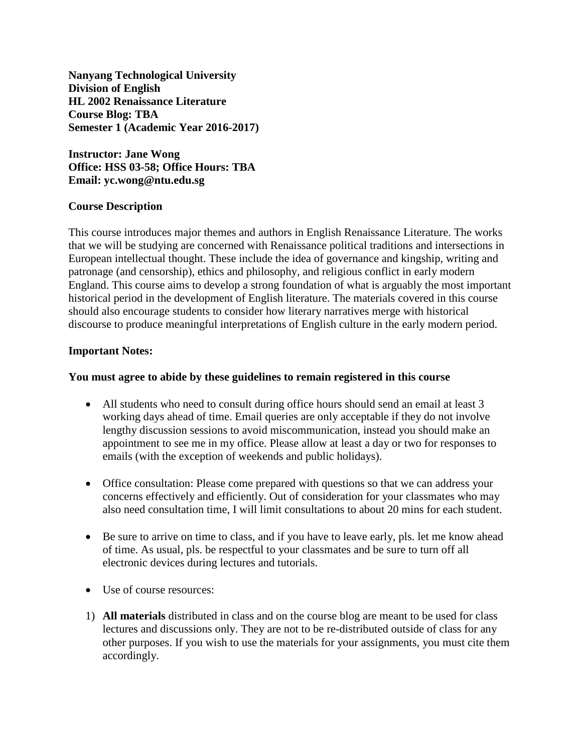**Nanyang Technological University**
**Division of English**
**HL 2002 Renaissance Literature**
**Course Blog: TBA**
**Semester 1 (Academic Year 2016-2017)**

**Instructor: Jane Wong**
**Office: HSS 03-58; Office Hours: TBA**
**Email: yc.wong@ntu.edu.sg**

**Course Description**

This course introduces major themes and authors in English Renaissance Literature. The works that we will be studying are concerned with Renaissance political traditions and intersections in European intellectual thought. These include the idea of governance and kingship, writing and patronage (and censorship), ethics and philosophy, and religious conflict in early modern England. This course aims to develop a strong foundation of what is arguably the most important historical period in the development of English literature. The materials covered in this course should also encourage students to consider how literary narratives merge with historical discourse to produce meaningful interpretations of English culture in the early modern period.

**Important Notes:**

**You must agree to abide by these guidelines to remain registered in this course**

- All students who need to consult during office hours should send an email at least 3 working days ahead of time. Email queries are only acceptable if they do not involve lengthy discussion sessions to avoid miscommunication, instead you should make an appointment to see me in my office. Please allow at least a day or two for responses to emails (with the exception of weekends and public holidays).

- Office consultation: Please come prepared with questions so that we can address your concerns effectively and efficiently. Out of consideration for your classmates who may also need consultation time, I will limit consultations to about 20 mins for each student.

- Be sure to arrive on time to class, and if you have to leave early, pls. let me know ahead of time. As usual, pls. be respectful to your classmates and be sure to turn off all electronic devices during lectures and tutorials.

- Use of course resources:

1) **All materials** distributed in class and on the course blog are meant to be used for class lectures and discussions only. They are not to be re-distributed outside of class for any other purposes. If you wish to use the materials for your assignments, you must cite them accordingly.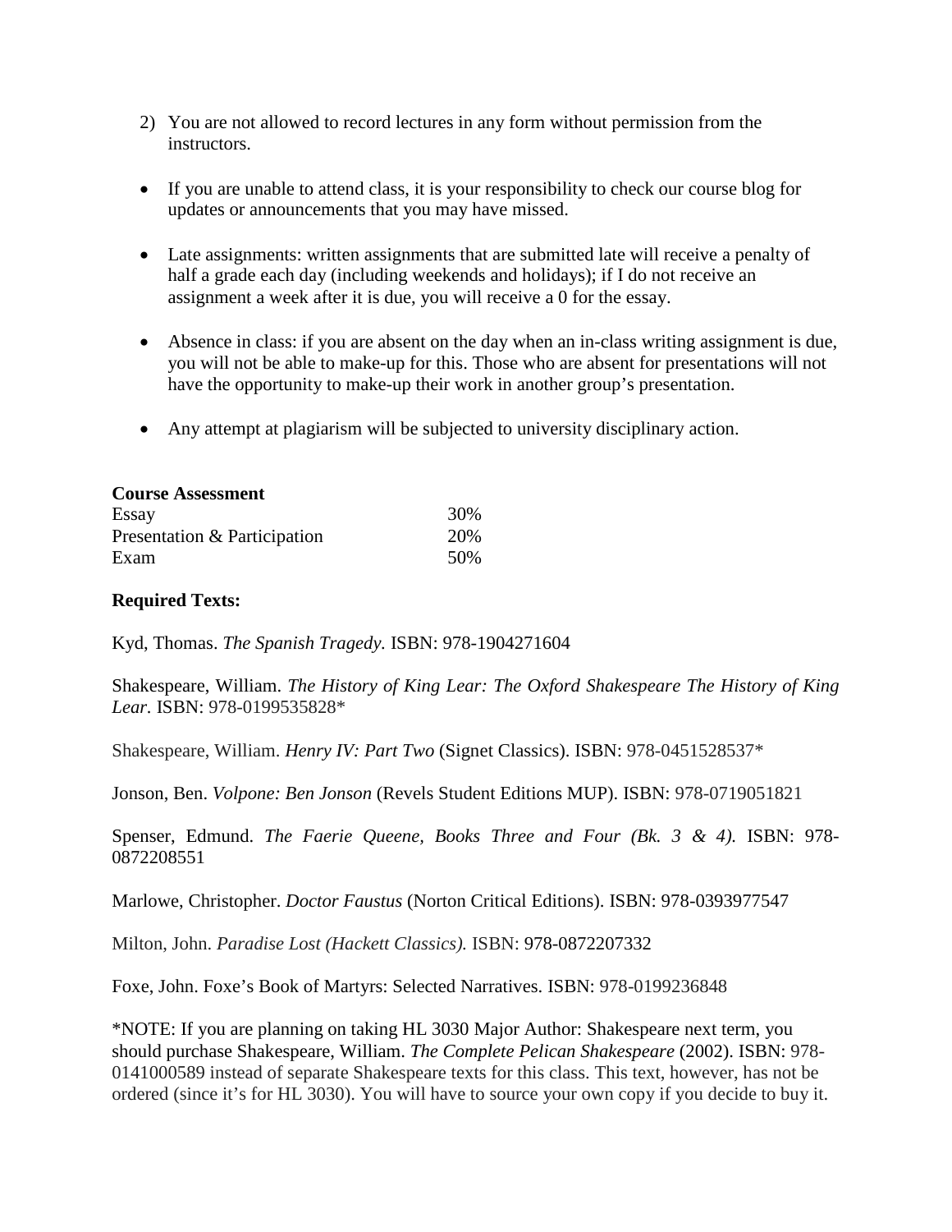2) You are not allowed to record lectures in any form without permission from the instructors.

- If you are unable to attend class, it is your responsibility to check our course blog for updates or announcements that you may have missed.

- Late assignments: written assignments that are submitted late will receive a penalty of half a grade each day (including weekends and holidays); if I do not receive an assignment a week after it is due, you will receive a 0 for the essay.

- Absence in class: if you are absent on the day when an in-class writing assignment is due, you will not be able to make-up for this. Those who are absent for presentations will not have the opportunity to make-up their work in another group's presentation.

- Any attempt at plagiarism will be subjected to university disciplinary action.

**Course Assessment**

| | |
|---|---|
| Essay | 30% |
| Presentation & Participation | 20% |
| Exam | 50% |

**Required Texts:**

Kyd, Thomas. *The Spanish Tragedy.* ISBN: 978-1904271604

Shakespeare, William. *The History of King Lear: The Oxford Shakespeare The History of King Lear.* ISBN: 978-0199535828*

Shakespeare, William. *Henry IV: Part Two* (Signet Classics). ISBN: 978-0451528537*

Jonson, Ben. *Volpone: Ben Jonson* (Revels Student Editions MUP). ISBN: 978-0719051821

Spenser, Edmund. *The Faerie Queene, Books Three and Four (Bk. 3 & 4).* ISBN: 978-0872208551

Marlowe, Christopher. *Doctor Faustus* (Norton Critical Editions). ISBN: 978-0393977547

Milton, John. *Paradise Lost (Hackett Classics).* ISBN: 978-0872207332

Foxe, John. Foxe's Book of Martyrs: Selected Narratives. ISBN: 978-0199236848

*NOTE: If you are planning on taking HL 3030 Major Author: Shakespeare next term, you should purchase Shakespeare, William. *The Complete Pelican Shakespeare* (2002). ISBN: 978-0141000589 instead of separate Shakespeare texts for this class. This text, however, has not be ordered (since it's for HL 3030). You will have to source your own copy if you decide to buy it.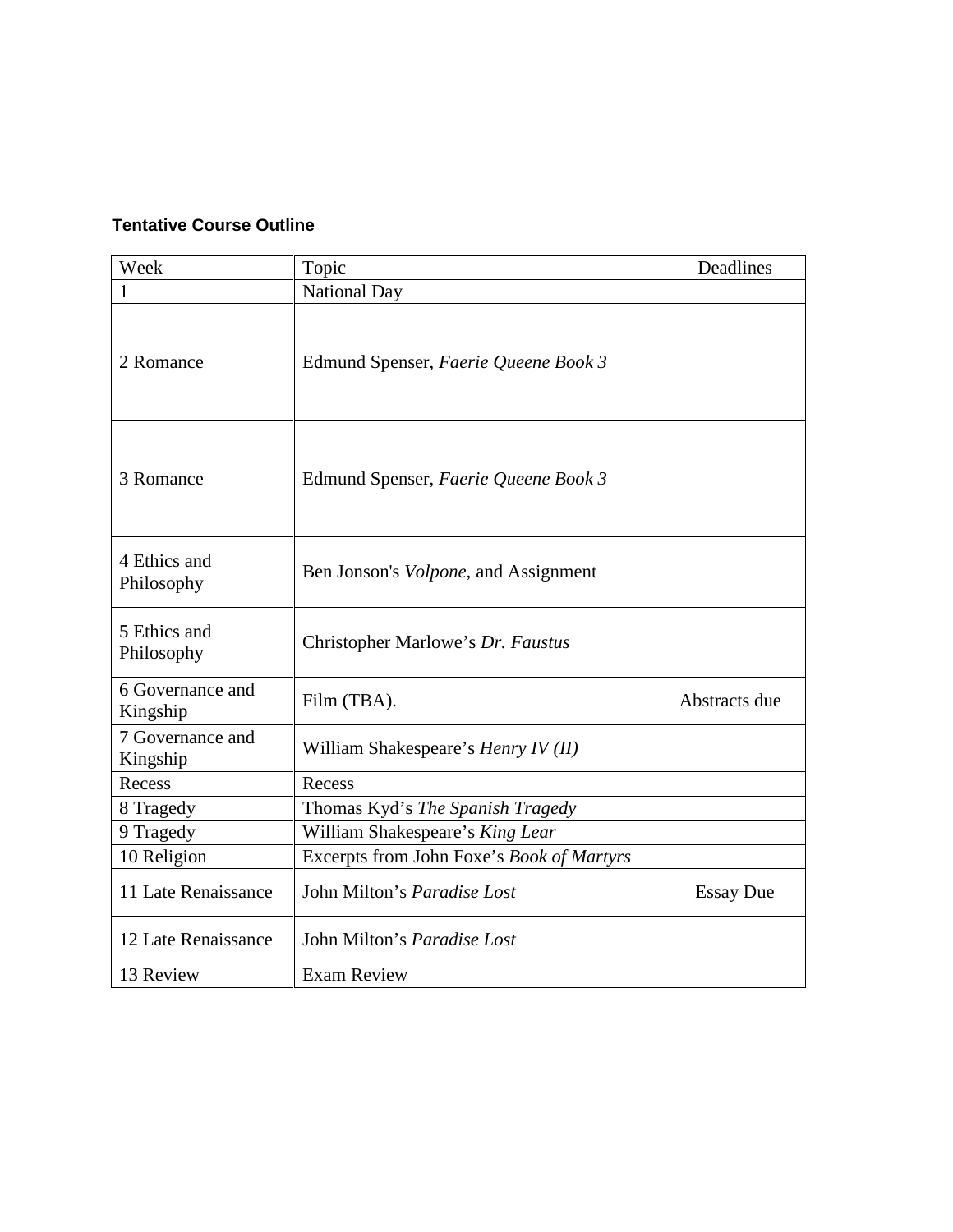**Tentative Course Outline**

| Week | Topic | Deadlines |
|---|---|---|
| 1 | National Day | |
| 2 Romance | Edmund Spenser, *Faerie Queene Book 3* | |
| 3 Romance | Edmund Spenser, *Faerie Queene Book 3* | |
| 4 Ethics and Philosophy | Ben Jonson's *Volpone*, and Assignment | |
| 5 Ethics and Philosophy | Christopher Marlowe's *Dr. Faustus* | |
| 6 Governance and Kingship | Film (TBA). | Abstracts due |
| 7 Governance and Kingship | William Shakespeare's *Henry IV (II)* | |
| Recess | Recess | |
| 8 Tragedy | Thomas Kyd's *The Spanish Tragedy* | |
| 9 Tragedy | William Shakespeare's *King Lear* | |
| 10 Religion | Excerpts from John Foxe's *Book of Martyrs* | |
| 11 Late Renaissance | John Milton's *Paradise Lost* | Essay Due |
| 12 Late Renaissance | John Milton's *Paradise Lost* | |
| 13 Review | Exam Review | |